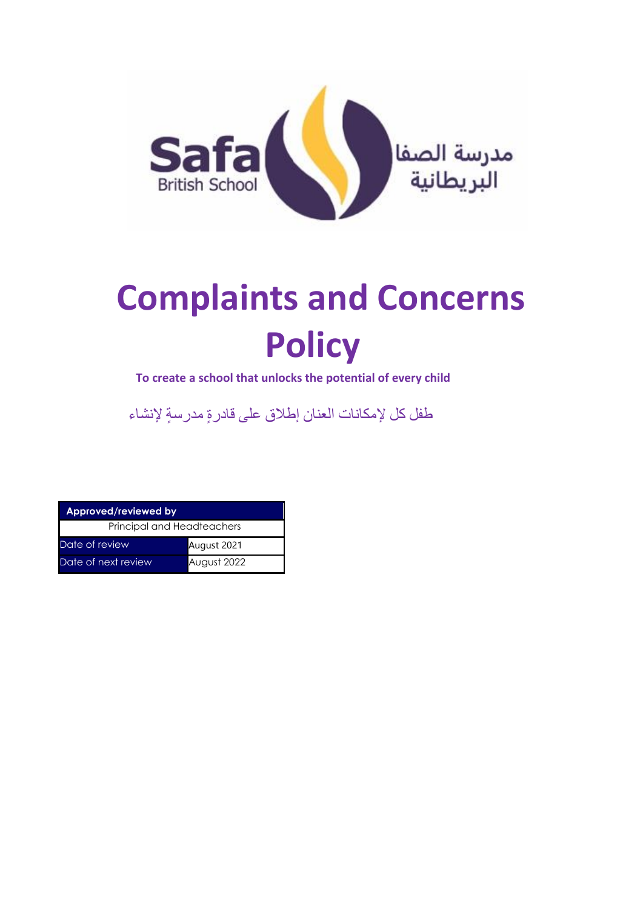Safa British School

مدرسة الصفا البريطانية

# Complaints and Concerns Policy

**To create a school that unlocks the potential of every child**

لإنشاء مدرسةٍ قادرةٍ على إطلاق العنان لإمكانات كل طفل

| Approved/reviewed by | |
|---|---|
| Principal and Headteachers | |
| Date of review | August 2021 |
| Date of next review | August 2022 |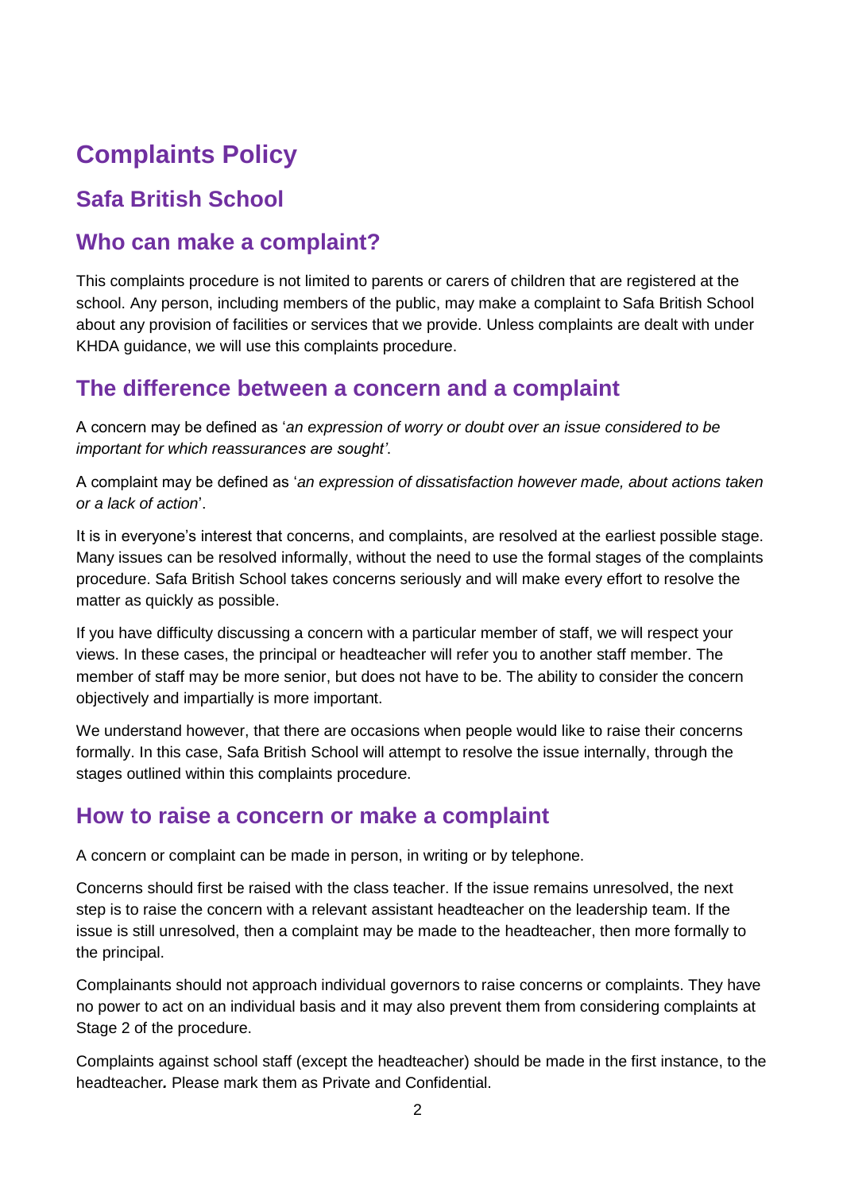# Complaints Policy

## Safa British School

## Who can make a complaint?

This complaints procedure is not limited to parents or carers of children that are registered at the school. Any person, including members of the public, may make a complaint to Safa British School about any provision of facilities or services that we provide. Unless complaints are dealt with under KHDA guidance, we will use this complaints procedure.

## The difference between a concern and a complaint

A concern may be defined as '*an expression of worry or doubt over an issue considered to be important for which reassurances are sought'*.

A complaint may be defined as '*an expression of dissatisfaction however made, about actions taken or a lack of action*'.

It is in everyone's interest that concerns, and complaints, are resolved at the earliest possible stage. Many issues can be resolved informally, without the need to use the formal stages of the complaints procedure. Safa British School takes concerns seriously and will make every effort to resolve the matter as quickly as possible.

If you have difficulty discussing a concern with a particular member of staff, we will respect your views. In these cases, the principal or headteacher will refer you to another staff member. The member of staff may be more senior, but does not have to be. The ability to consider the concern objectively and impartially is more important.

We understand however, that there are occasions when people would like to raise their concerns formally. In this case, Safa British School will attempt to resolve the issue internally, through the stages outlined within this complaints procedure.

## How to raise a concern or make a complaint

A concern or complaint can be made in person, in writing or by telephone.

Concerns should first be raised with the class teacher. If the issue remains unresolved, the next step is to raise the concern with a relevant assistant headteacher on the leadership team. If the issue is still unresolved, then a complaint may be made to the headteacher, then more formally to the principal.

Complainants should not approach individual governors to raise concerns or complaints. They have no power to act on an individual basis and it may also prevent them from considering complaints at Stage 2 of the procedure.

Complaints against school staff (except the headteacher) should be made in the first instance, to the headteacher***.*** Please mark them as Private and Confidential.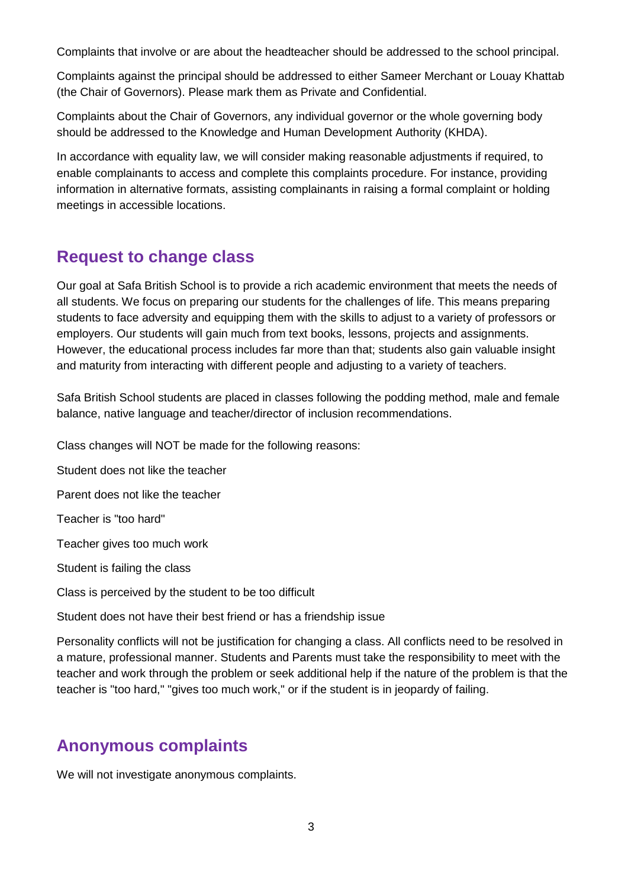Complaints that involve or are about the headteacher should be addressed to the school principal.

Complaints against the principal should be addressed to either Sameer Merchant or Louay Khattab (the Chair of Governors). Please mark them as Private and Confidential.

Complaints about the Chair of Governors, any individual governor or the whole governing body should be addressed to the Knowledge and Human Development Authority (KHDA).

In accordance with equality law, we will consider making reasonable adjustments if required, to enable complainants to access and complete this complaints procedure. For instance, providing information in alternative formats, assisting complainants in raising a formal complaint or holding meetings in accessible locations.

## Request to change class

Our goal at Safa British School is to provide a rich academic environment that meets the needs of all students. We focus on preparing our students for the challenges of life. This means preparing students to face adversity and equipping them with the skills to adjust to a variety of professors or employers. Our students will gain much from text books, lessons, projects and assignments. However, the educational process includes far more than that; students also gain valuable insight and maturity from interacting with different people and adjusting to a variety of teachers.

Safa British School students are placed in classes following the podding method, male and female balance, native language and teacher/director of inclusion recommendations.

Class changes will NOT be made for the following reasons:

Student does not like the teacher

Parent does not like the teacher

Teacher is "too hard"

Teacher gives too much work

Student is failing the class

Class is perceived by the student to be too difficult

Student does not have their best friend or has a friendship issue

Personality conflicts will not be justification for changing a class. All conflicts need to be resolved in a mature, professional manner. Students and Parents must take the responsibility to meet with the teacher and work through the problem or seek additional help if the nature of the problem is that the teacher is "too hard," "gives too much work," or if the student is in jeopardy of failing.

## Anonymous complaints

We will not investigate anonymous complaints.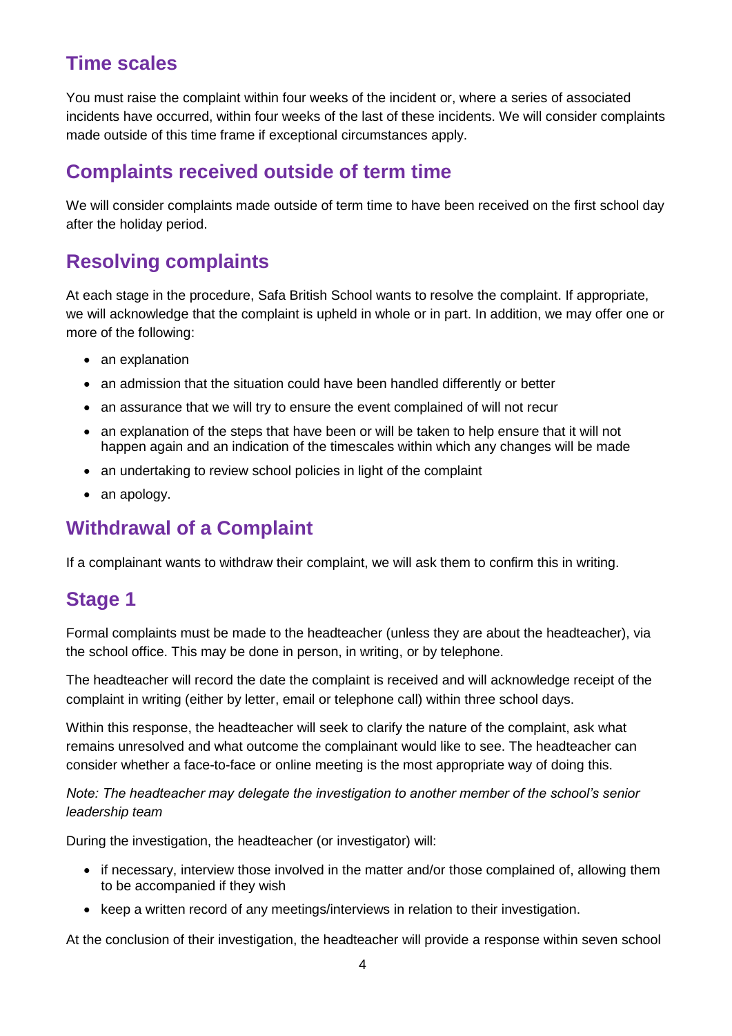## Time scales

You must raise the complaint within four weeks of the incident or, where a series of associated incidents have occurred, within four weeks of the last of these incidents. We will consider complaints made outside of this time frame if exceptional circumstances apply.

## Complaints received outside of term time

We will consider complaints made outside of term time to have been received on the first school day after the holiday period.

## Resolving complaints

At each stage in the procedure, Safa British School wants to resolve the complaint. If appropriate, we will acknowledge that the complaint is upheld in whole or in part. In addition, we may offer one or more of the following:

- an explanation
- an admission that the situation could have been handled differently or better
- an assurance that we will try to ensure the event complained of will not recur
- an explanation of the steps that have been or will be taken to help ensure that it will not happen again and an indication of the timescales within which any changes will be made
- an undertaking to review school policies in light of the complaint
- an apology.

## Withdrawal of a Complaint

If a complainant wants to withdraw their complaint, we will ask them to confirm this in writing.

## Stage 1

Formal complaints must be made to the headteacher (unless they are about the headteacher), via the school office. This may be done in person, in writing, or by telephone.

The headteacher will record the date the complaint is received and will acknowledge receipt of the complaint in writing (either by letter, email or telephone call) within three school days.

Within this response, the headteacher will seek to clarify the nature of the complaint, ask what remains unresolved and what outcome the complainant would like to see. The headteacher can consider whether a face-to-face or online meeting is the most appropriate way of doing this.

*Note: The headteacher may delegate the investigation to another member of the school's senior leadership team*

During the investigation, the headteacher (or investigator) will:

- if necessary, interview those involved in the matter and/or those complained of, allowing them to be accompanied if they wish
- keep a written record of any meetings/interviews in relation to their investigation.

At the conclusion of their investigation, the headteacher will provide a response within seven school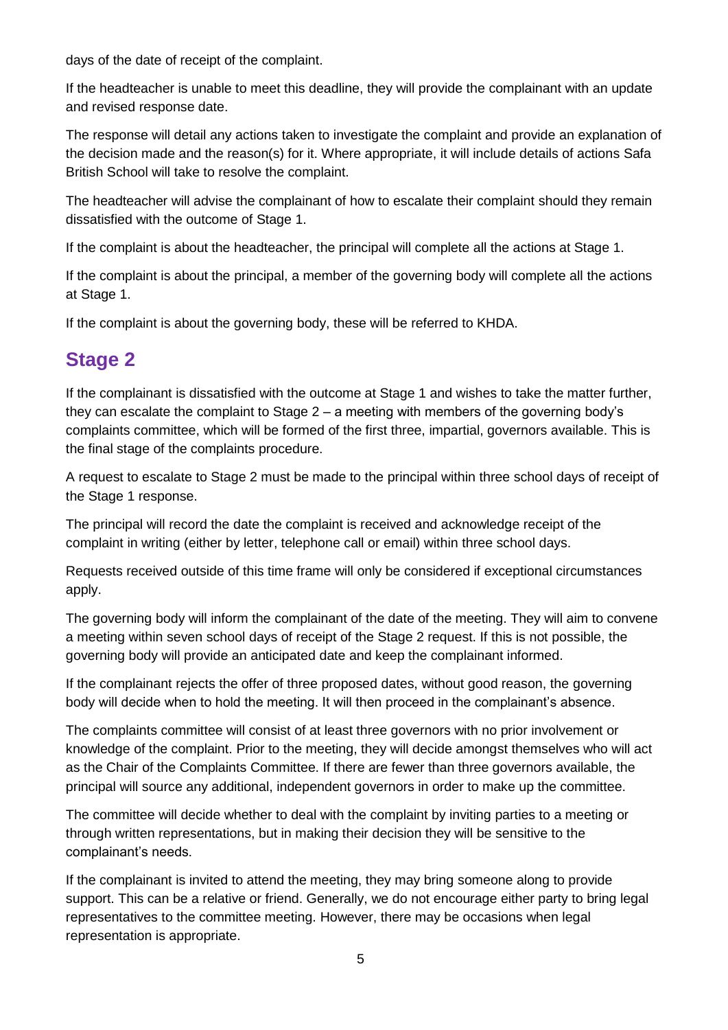days of the date of receipt of the complaint.

If the headteacher is unable to meet this deadline, they will provide the complainant with an update and revised response date.

The response will detail any actions taken to investigate the complaint and provide an explanation of the decision made and the reason(s) for it. Where appropriate, it will include details of actions Safa British School will take to resolve the complaint.

The headteacher will advise the complainant of how to escalate their complaint should they remain dissatisfied with the outcome of Stage 1.

If the complaint is about the headteacher, the principal will complete all the actions at Stage 1.

If the complaint is about the principal, a member of the governing body will complete all the actions at Stage 1.

If the complaint is about the governing body, these will be referred to KHDA.

## Stage 2

If the complainant is dissatisfied with the outcome at Stage 1 and wishes to take the matter further, they can escalate the complaint to Stage 2 – a meeting with members of the governing body's complaints committee, which will be formed of the first three, impartial, governors available. This is the final stage of the complaints procedure.

A request to escalate to Stage 2 must be made to the principal within three school days of receipt of the Stage 1 response.

The principal will record the date the complaint is received and acknowledge receipt of the complaint in writing (either by letter, telephone call or email) within three school days.

Requests received outside of this time frame will only be considered if exceptional circumstances apply.

The governing body will inform the complainant of the date of the meeting. They will aim to convene a meeting within seven school days of receipt of the Stage 2 request. If this is not possible, the governing body will provide an anticipated date and keep the complainant informed.

If the complainant rejects the offer of three proposed dates, without good reason, the governing body will decide when to hold the meeting. It will then proceed in the complainant's absence.

The complaints committee will consist of at least three governors with no prior involvement or knowledge of the complaint. Prior to the meeting, they will decide amongst themselves who will act as the Chair of the Complaints Committee. If there are fewer than three governors available, the principal will source any additional, independent governors in order to make up the committee.

The committee will decide whether to deal with the complaint by inviting parties to a meeting or through written representations, but in making their decision they will be sensitive to the complainant's needs.

If the complainant is invited to attend the meeting, they may bring someone along to provide support. This can be a relative or friend. Generally, we do not encourage either party to bring legal representatives to the committee meeting. However, there may be occasions when legal representation is appropriate.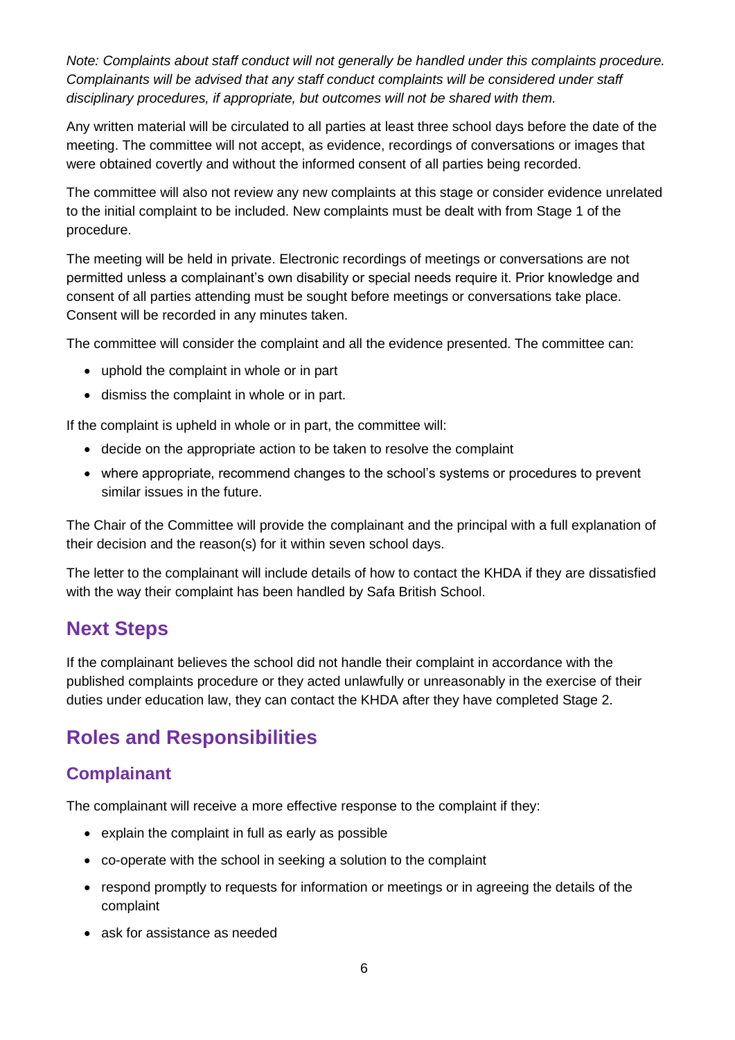*Note: Complaints about staff conduct will not generally be handled under this complaints procedure. Complainants will be advised that any staff conduct complaints will be considered under staff disciplinary procedures, if appropriate, but outcomes will not be shared with them.*

Any written material will be circulated to all parties at least three school days before the date of the meeting. The committee will not accept, as evidence, recordings of conversations or images that were obtained covertly and without the informed consent of all parties being recorded.

The committee will also not review any new complaints at this stage or consider evidence unrelated to the initial complaint to be included. New complaints must be dealt with from Stage 1 of the procedure.

The meeting will be held in private. Electronic recordings of meetings or conversations are not permitted unless a complainant's own disability or special needs require it. Prior knowledge and consent of all parties attending must be sought before meetings or conversations take place. Consent will be recorded in any minutes taken.

The committee will consider the complaint and all the evidence presented. The committee can:

- uphold the complaint in whole or in part
- dismiss the complaint in whole or in part.

If the complaint is upheld in whole or in part, the committee will:

- decide on the appropriate action to be taken to resolve the complaint
- where appropriate, recommend changes to the school's systems or procedures to prevent similar issues in the future.

The Chair of the Committee will provide the complainant and the principal with a full explanation of their decision and the reason(s) for it within seven school days.

The letter to the complainant will include details of how to contact the KHDA if they are dissatisfied with the way their complaint has been handled by Safa British School.

## Next Steps

If the complainant believes the school did not handle their complaint in accordance with the published complaints procedure or they acted unlawfully or unreasonably in the exercise of their duties under education law, they can contact the KHDA after they have completed Stage 2.

## Roles and Responsibilities

### Complainant

The complainant will receive a more effective response to the complaint if they:

- explain the complaint in full as early as possible
- co-operate with the school in seeking a solution to the complaint
- respond promptly to requests for information or meetings or in agreeing the details of the complaint
- ask for assistance as needed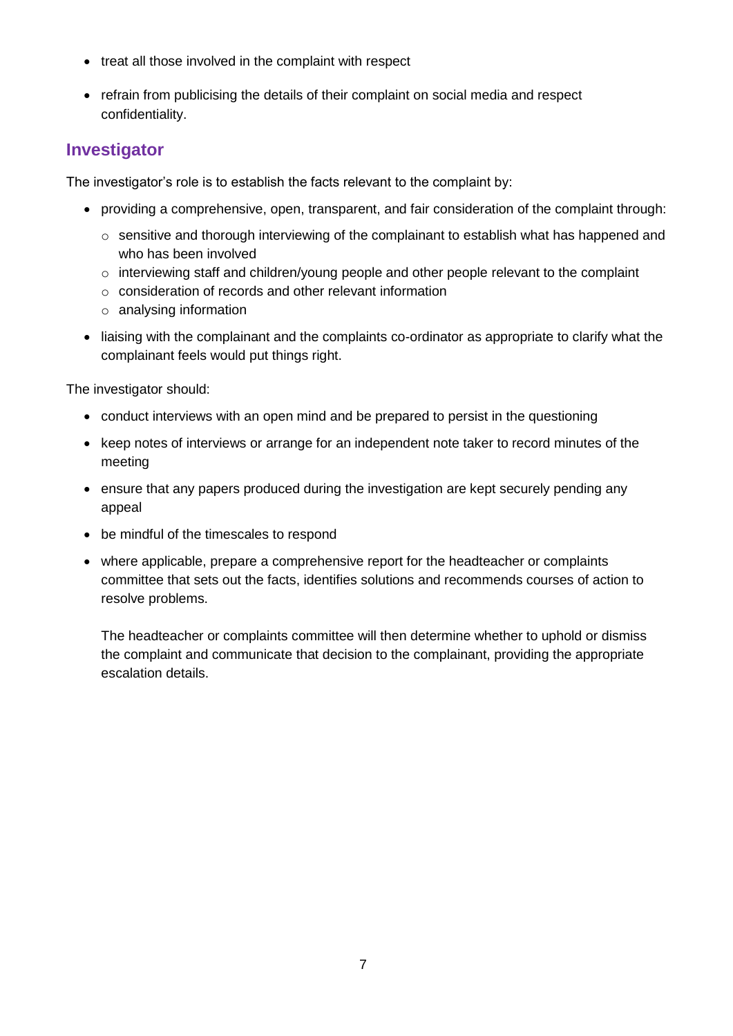- treat all those involved in the complaint with respect
- refrain from publicising the details of their complaint on social media and respect confidentiality.

## Investigator

The investigator's role is to establish the facts relevant to the complaint by:

- providing a comprehensive, open, transparent, and fair consideration of the complaint through:
  - sensitive and thorough interviewing of the complainant to establish what has happened and who has been involved
  - interviewing staff and children/young people and other people relevant to the complaint
  - consideration of records and other relevant information
  - analysing information
- liaising with the complainant and the complaints co-ordinator as appropriate to clarify what the complainant feels would put things right.

The investigator should:

- conduct interviews with an open mind and be prepared to persist in the questioning
- keep notes of interviews or arrange for an independent note taker to record minutes of the meeting
- ensure that any papers produced during the investigation are kept securely pending any appeal
- be mindful of the timescales to respond
- where applicable, prepare a comprehensive report for the headteacher or complaints committee that sets out the facts, identifies solutions and recommends courses of action to resolve problems.

  The headteacher or complaints committee will then determine whether to uphold or dismiss the complaint and communicate that decision to the complainant, providing the appropriate escalation details.